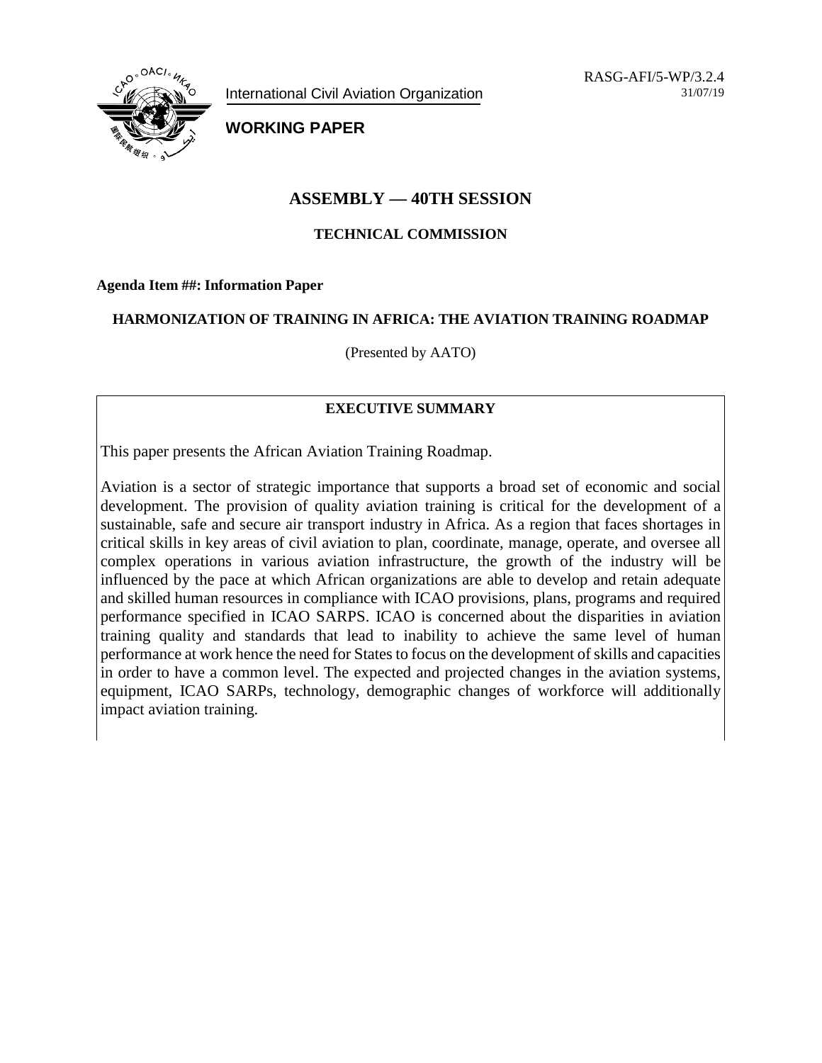RASG-AFI/5-WP/3.2.4
31/07/19

International Civil Aviation Organization

**WORKING PAPER**

# ASSEMBLY — 40TH SESSION

## TECHNICAL COMMISSION

**Agenda Item ##: Information Paper**

### HARMONIZATION OF TRAINING IN AFRICA: THE AVIATION TRAINING ROADMAP

(Presented by AATO)

**EXECUTIVE SUMMARY**

This paper presents the African Aviation Training Roadmap.

Aviation is a sector of strategic importance that supports a broad set of economic and social development. The provision of quality aviation training is critical for the development of a sustainable, safe and secure air transport industry in Africa. As a region that faces shortages in critical skills in key areas of civil aviation to plan, coordinate, manage, operate, and oversee all complex operations in various aviation infrastructure, the growth of the industry will be influenced by the pace at which African organizations are able to develop and retain adequate and skilled human resources in compliance with ICAO provisions, plans, programs and required performance specified in ICAO SARPS. ICAO is concerned about the disparities in aviation training quality and standards that lead to inability to achieve the same level of human performance at work hence the need for States to focus on the development of skills and capacities in order to have a common level. The expected and projected changes in the aviation systems, equipment, ICAO SARPs, technology, demographic changes of workforce will additionally impact aviation training.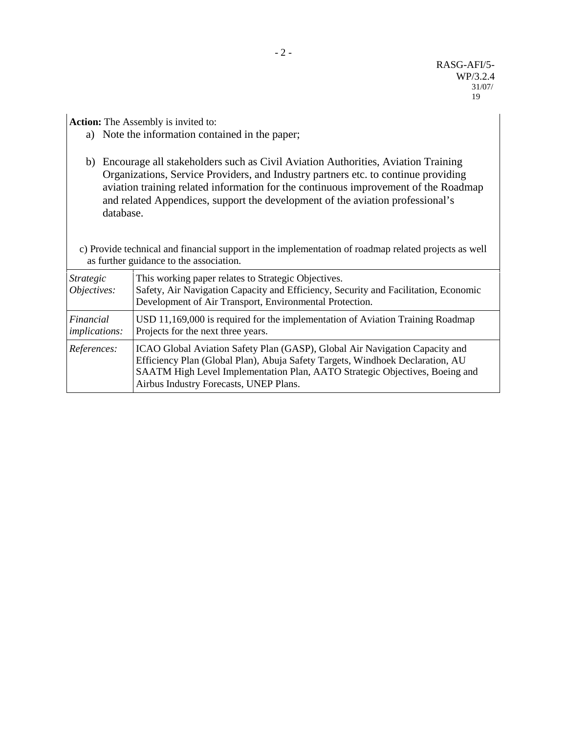**Action:** The Assembly is invited to:

a) Note the information contained in the paper;

b) Encourage all stakeholders such as Civil Aviation Authorities, Aviation Training Organizations, Service Providers, and Industry partners etc. to continue providing aviation training related information for the continuous improvement of the Roadmap and related Appendices, support the development of the aviation professional's database.

c) Provide technical and financial support in the implementation of roadmap related projects as well as further guidance to the association.

| | |
|---|---|
| *Strategic Objectives:* | This working paper relates to Strategic Objectives. Safety, Air Navigation Capacity and Efficiency, Security and Facilitation, Economic Development of Air Transport, Environmental Protection. |
| *Financial implications:* | USD 11,169,000 is required for the implementation of Aviation Training Roadmap Projects for the next three years. |
| *References:* | ICAO Global Aviation Safety Plan (GASP), Global Air Navigation Capacity and Efficiency Plan (Global Plan), Abuja Safety Targets, Windhoek Declaration, AU SAATM High Level Implementation Plan, AATO Strategic Objectives, Boeing and Airbus Industry Forecasts, UNEP Plans. |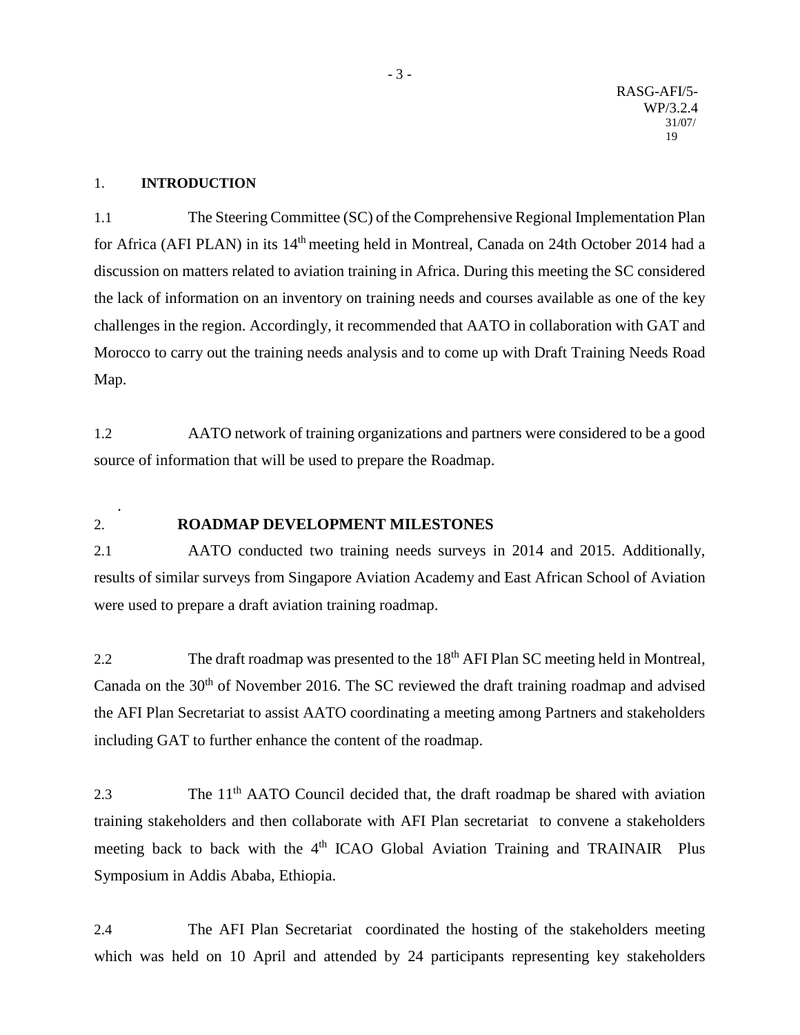## 1. INTRODUCTION

1.1 The Steering Committee (SC) of the Comprehensive Regional Implementation Plan for Africa (AFI PLAN) in its 14th meeting held in Montreal, Canada on 24th October 2014 had a discussion on matters related to aviation training in Africa. During this meeting the SC considered the lack of information on an inventory on training needs and courses available as one of the key challenges in the region. Accordingly, it recommended that AATO in collaboration with GAT and Morocco to carry out the training needs analysis and to come up with Draft Training Needs Road Map.

1.2 AATO network of training organizations and partners were considered to be a good source of information that will be used to prepare the Roadmap.

## 2. ROADMAP DEVELOPMENT MILESTONES

2.1 AATO conducted two training needs surveys in 2014 and 2015. Additionally, results of similar surveys from Singapore Aviation Academy and East African School of Aviation were used to prepare a draft aviation training roadmap.

2.2 The draft roadmap was presented to the 18th AFI Plan SC meeting held in Montreal, Canada on the 30th of November 2016. The SC reviewed the draft training roadmap and advised the AFI Plan Secretariat to assist AATO coordinating a meeting among Partners and stakeholders including GAT to further enhance the content of the roadmap.

2.3 The 11th AATO Council decided that, the draft roadmap be shared with aviation training stakeholders and then collaborate with AFI Plan secretariat to convene a stakeholders meeting back to back with the 4th ICAO Global Aviation Training and TRAINAIR Plus Symposium in Addis Ababa, Ethiopia.

2.4 The AFI Plan Secretariat coordinated the hosting of the stakeholders meeting which was held on 10 April and attended by 24 participants representing key stakeholders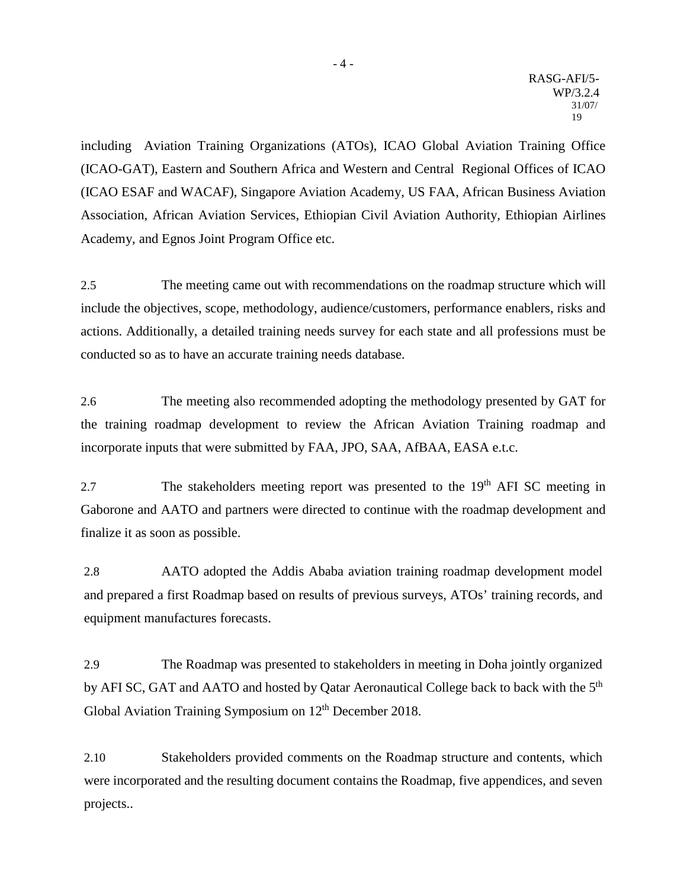including Aviation Training Organizations (ATOs), ICAO Global Aviation Training Office (ICAO-GAT), Eastern and Southern Africa and Western and Central Regional Offices of ICAO (ICAO ESAF and WACAF), Singapore Aviation Academy, US FAA, African Business Aviation Association, African Aviation Services, Ethiopian Civil Aviation Authority, Ethiopian Airlines Academy, and Egnos Joint Program Office etc.

2.5 The meeting came out with recommendations on the roadmap structure which will include the objectives, scope, methodology, audience/customers, performance enablers, risks and actions. Additionally, a detailed training needs survey for each state and all professions must be conducted so as to have an accurate training needs database.

2.6 The meeting also recommended adopting the methodology presented by GAT for the training roadmap development to review the African Aviation Training roadmap and incorporate inputs that were submitted by FAA, JPO, SAA, AfBAA, EASA e.t.c.

2.7 The stakeholders meeting report was presented to the 19th AFI SC meeting in Gaborone and AATO and partners were directed to continue with the roadmap development and finalize it as soon as possible.

2.8 AATO adopted the Addis Ababa aviation training roadmap development model and prepared a first Roadmap based on results of previous surveys, ATOs' training records, and equipment manufactures forecasts.

2.9 The Roadmap was presented to stakeholders in meeting in Doha jointly organized by AFI SC, GAT and AATO and hosted by Qatar Aeronautical College back to back with the 5th Global Aviation Training Symposium on 12th December 2018.

2.10 Stakeholders provided comments on the Roadmap structure and contents, which were incorporated and the resulting document contains the Roadmap, five appendices, and seven projects..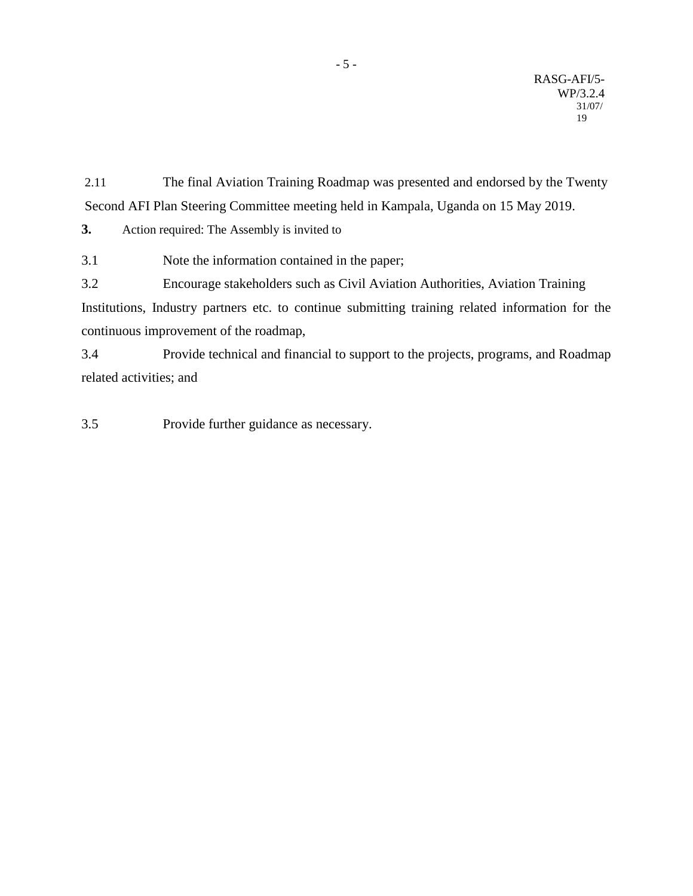2.11 The final Aviation Training Roadmap was presented and endorsed by the Twenty Second AFI Plan Steering Committee meeting held in Kampala, Uganda on 15 May 2019.

**3.** Action required: The Assembly is invited to

3.1 Note the information contained in the paper;

3.2 Encourage stakeholders such as Civil Aviation Authorities, Aviation Training Institutions, Industry partners etc. to continue submitting training related information for the continuous improvement of the roadmap,

3.4 Provide technical and financial to support to the projects, programs, and Roadmap related activities; and

3.5 Provide further guidance as necessary.